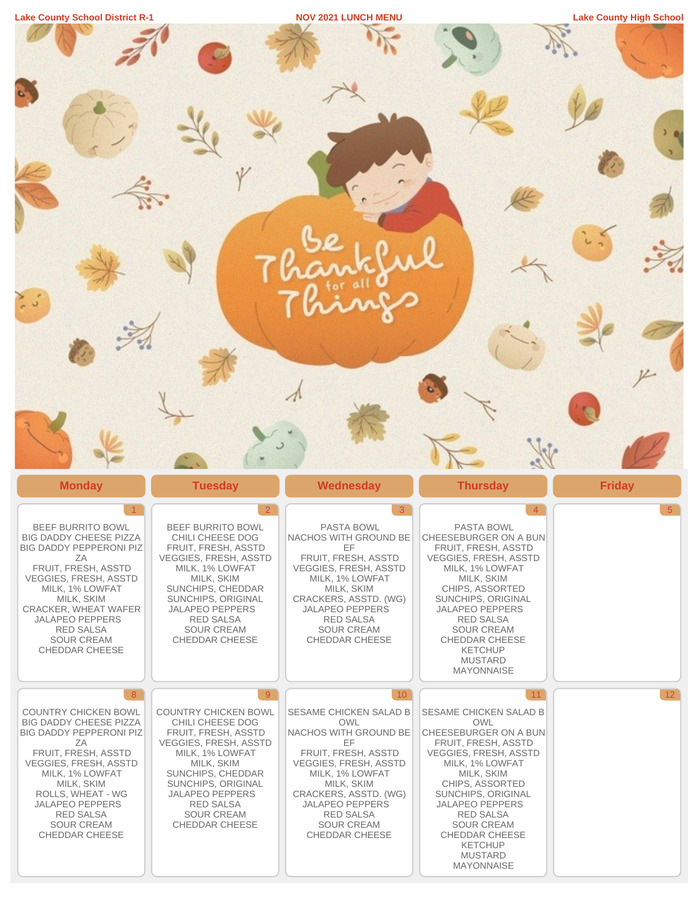Lake County School District R-1

# NOV 2021 LUNCH MENU

Lake County High School

Be Thankful for all Things

| Monday | Tuesday | Wednesday | Thursday | Friday |
| --- | --- | --- | --- | --- |
| 1<br>BEEF BURRITO BOWL<br>BIG DADDY CHEESE PIZZA<br>BIG DADDY PEPPERONI PIZZA<br>FRUIT, FRESH, ASSTD<br>VEGGIES, FRESH, ASSTD<br>MILK, 1% LOWFAT<br>MILK, SKIM<br>CRACKER, WHEAT WAFER<br>JALAPEO PEPPERS<br>RED SALSA<br>SOUR CREAM<br>CHEDDAR CHEESE | 2<br>BEEF BURRITO BOWL<br>CHILI CHEESE DOG<br>FRUIT, FRESH, ASSTD<br>VEGGIES, FRESH, ASSTD<br>MILK, 1% LOWFAT<br>MILK, SKIM<br>SUNCHIPS, CHEDDAR<br>SUNCHIPS, ORIGINAL<br>JALAPEO PEPPERS<br>RED SALSA<br>SOUR CREAM<br>CHEDDAR CHEESE | 3<br>PASTA BOWL<br>NACHOS WITH GROUND BEEF<br>FRUIT, FRESH, ASSTD<br>VEGGIES, FRESH, ASSTD<br>MILK, 1% LOWFAT<br>MILK, SKIM<br>CRACKERS, ASSTD. (WG)<br>JALAPEO PEPPERS<br>RED SALSA<br>SOUR CREAM<br>CHEDDAR CHEESE | 4<br>PASTA BOWL<br>CHEESEBURGER ON A BUN<br>FRUIT, FRESH, ASSTD<br>VEGGIES, FRESH, ASSTD<br>MILK, 1% LOWFAT<br>MILK, SKIM<br>CHIPS, ASSORTED<br>SUNCHIPS, ORIGINAL<br>JALAPEO PEPPERS<br>RED SALSA<br>SOUR CREAM<br>CHEDDAR CHEESE<br>KETCHUP<br>MUSTARD<br>MAYONNAISE | 5 |
| 8<br>COUNTRY CHICKEN BOWL<br>BIG DADDY CHEESE PIZZA<br>BIG DADDY PEPPERONI PIZZA<br>FRUIT, FRESH, ASSTD<br>VEGGIES, FRESH, ASSTD<br>MILK, 1% LOWFAT<br>MILK, SKIM<br>ROLLS, WHEAT - WG<br>JALAPEO PEPPERS<br>RED SALSA<br>SOUR CREAM<br>CHEDDAR CHEESE | 9<br>COUNTRY CHICKEN BOWL<br>CHILI CHEESE DOG<br>FRUIT, FRESH, ASSTD<br>VEGGIES, FRESH, ASSTD<br>MILK, 1% LOWFAT<br>MILK, SKIM<br>SUNCHIPS, CHEDDAR<br>SUNCHIPS, ORIGINAL<br>JALAPEO PEPPERS<br>RED SALSA<br>SOUR CREAM<br>CHEDDAR CHEESE | 10<br>SESAME CHICKEN SALAD BOWL<br>NACHOS WITH GROUND BEEF<br>FRUIT, FRESH, ASSTD<br>VEGGIES, FRESH, ASSTD<br>MILK, 1% LOWFAT<br>MILK, SKIM<br>CRACKERS, ASSTD. (WG)<br>JALAPEO PEPPERS<br>RED SALSA<br>SOUR CREAM<br>CHEDDAR CHEESE | 11<br>SESAME CHICKEN SALAD BOWL<br>CHEESEBURGER ON A BUN<br>FRUIT, FRESH, ASSTD<br>VEGGIES, FRESH, ASSTD<br>MILK, 1% LOWFAT<br>MILK, SKIM<br>CHIPS, ASSORTED<br>SUNCHIPS, ORIGINAL<br>JALAPEO PEPPERS<br>RED SALSA<br>SOUR CREAM<br>CHEDDAR CHEESE<br>KETCHUP<br>MUSTARD<br>MAYONNAISE | 12 |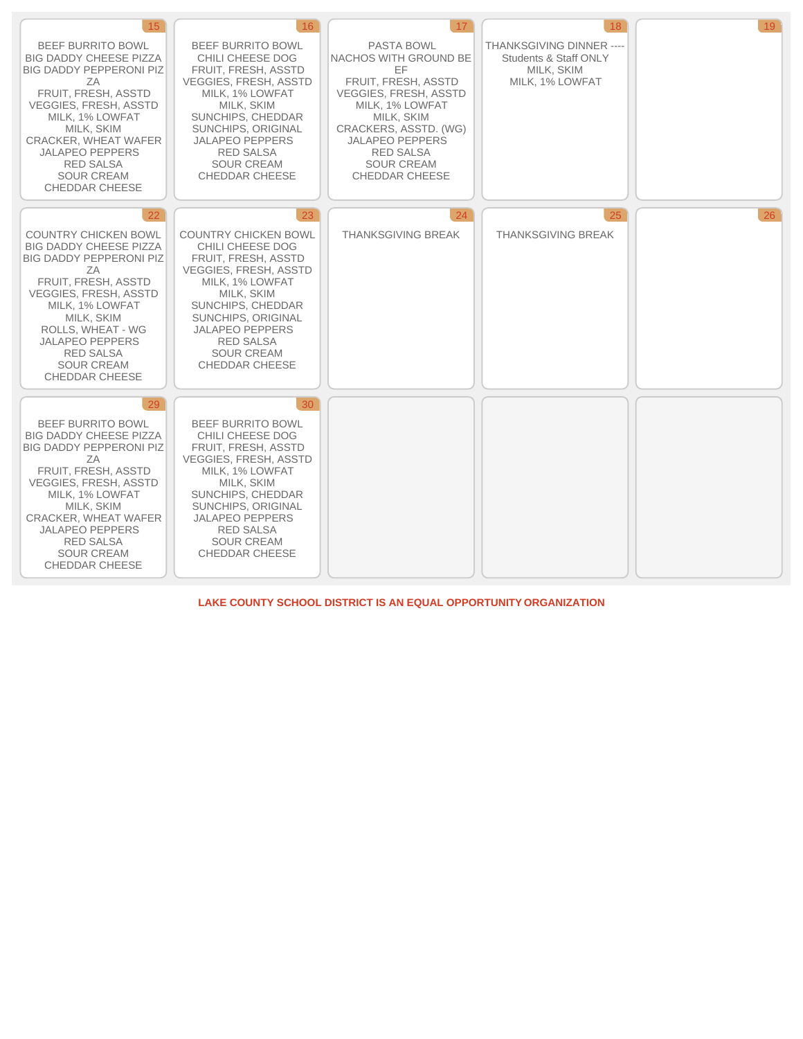| | | | | |
|---|---|---|---|---|
| 15<br>BEEF BURRITO BOWL<br>BIG DADDY CHEESE PIZZA<br>BIG DADDY PEPPERONI PIZZA<br>FRUIT, FRESH, ASSTD<br>VEGGIES, FRESH, ASSTD<br>MILK, 1% LOWFAT<br>MILK, SKIM<br>CRACKER, WHEAT WAFER<br>JALAPEO PEPPERS<br>RED SALSA<br>SOUR CREAM<br>CHEDDAR CHEESE | 16<br>BEEF BURRITO BOWL<br>CHILI CHEESE DOG<br>FRUIT, FRESH, ASSTD<br>VEGGIES, FRESH, ASSTD<br>MILK, 1% LOWFAT<br>MILK, SKIM<br>SUNCHIPS, CHEDDAR<br>SUNCHIPS, ORIGINAL<br>JALAPEO PEPPERS<br>RED SALSA<br>SOUR CREAM<br>CHEDDAR CHEESE | 17<br>PASTA BOWL<br>NACHOS WITH GROUND BEEF<br>FRUIT, FRESH, ASSTD<br>VEGGIES, FRESH, ASSTD<br>MILK, 1% LOWFAT<br>MILK, SKIM<br>CRACKERS, ASSTD. (WG)<br>JALAPEO PEPPERS<br>RED SALSA<br>SOUR CREAM<br>CHEDDAR CHEESE | 18<br>THANKSGIVING DINNER ---- Students & Staff ONLY<br>MILK, SKIM<br>MILK, 1% LOWFAT | 19 |
| 22<br>COUNTRY CHICKEN BOWL<br>BIG DADDY CHEESE PIZZA<br>BIG DADDY PEPPERONI PIZZA<br>FRUIT, FRESH, ASSTD<br>VEGGIES, FRESH, ASSTD<br>MILK, 1% LOWFAT<br>MILK, SKIM<br>ROLLS, WHEAT - WG<br>JALAPEO PEPPERS<br>RED SALSA<br>SOUR CREAM<br>CHEDDAR CHEESE | 23<br>COUNTRY CHICKEN BOWL<br>CHILI CHEESE DOG<br>FRUIT, FRESH, ASSTD<br>VEGGIES, FRESH, ASSTD<br>MILK, 1% LOWFAT<br>MILK, SKIM<br>SUNCHIPS, CHEDDAR<br>SUNCHIPS, ORIGINAL<br>JALAPEO PEPPERS<br>RED SALSA<br>SOUR CREAM<br>CHEDDAR CHEESE | 24<br>THANKSGIVING BREAK | 25<br>THANKSGIVING BREAK | 26 |
| 29<br>BEEF BURRITO BOWL<br>BIG DADDY CHEESE PIZZA<br>BIG DADDY PEPPERONI PIZZA<br>FRUIT, FRESH, ASSTD<br>VEGGIES, FRESH, ASSTD<br>MILK, 1% LOWFAT<br>MILK, SKIM<br>CRACKER, WHEAT WAFER<br>JALAPEO PEPPERS<br>RED SALSA<br>SOUR CREAM<br>CHEDDAR CHEESE | 30<br>BEEF BURRITO BOWL<br>CHILI CHEESE DOG<br>FRUIT, FRESH, ASSTD<br>VEGGIES, FRESH, ASSTD<br>MILK, 1% LOWFAT<br>MILK, SKIM<br>SUNCHIPS, CHEDDAR<br>SUNCHIPS, ORIGINAL<br>JALAPEO PEPPERS<br>RED SALSA<br>SOUR CREAM<br>CHEDDAR CHEESE | | | |

**LAKE COUNTY SCHOOL DISTRICT IS AN EQUAL OPPORTUNITY ORGANIZATION**